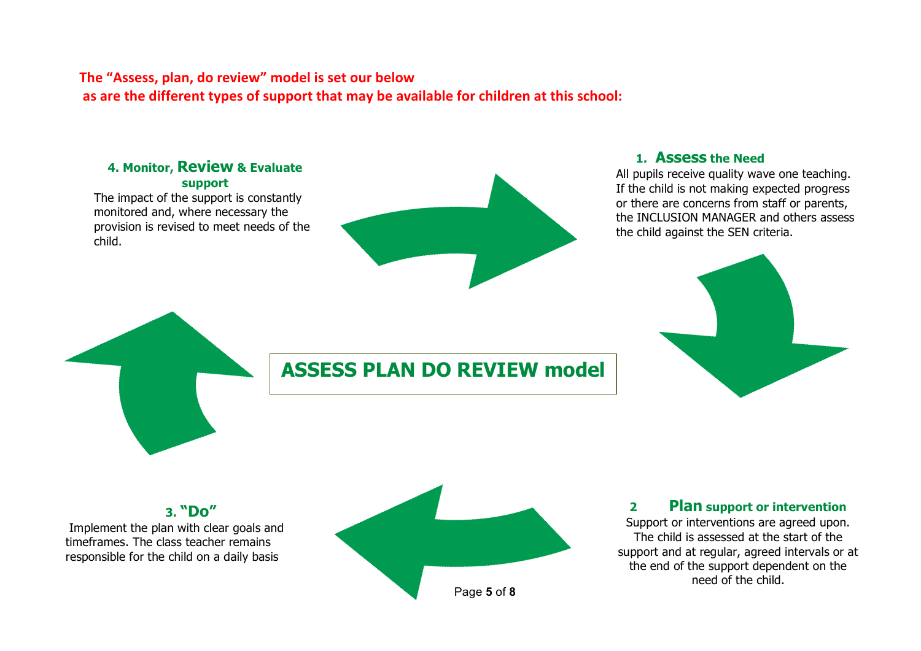**The "Assess, plan, do review" model is set our below as are the different types of support that may be available for children at this school:**

## ASSESS PLAN DO REVIEW model

### 1. Assess the Need

All pupils receive quality wave one teaching. If the child is not making expected progress or there are concerns from staff or parents, the INCLUSION MANAGER and others assess the child against the SEN criteria.

### 2 Plan support or intervention

Support or interventions are agreed upon. The child is assessed at the start of the support and at regular, agreed intervals or at the end of the support dependent on the need of the child.

### 3. "Do"

Implement the plan with clear goals and timeframes. The class teacher remains responsible for the child on a daily basis

### 4. Monitor, Review & Evaluate support

The impact of the support is constantly monitored and, where necessary the provision is revised to meet needs of the child.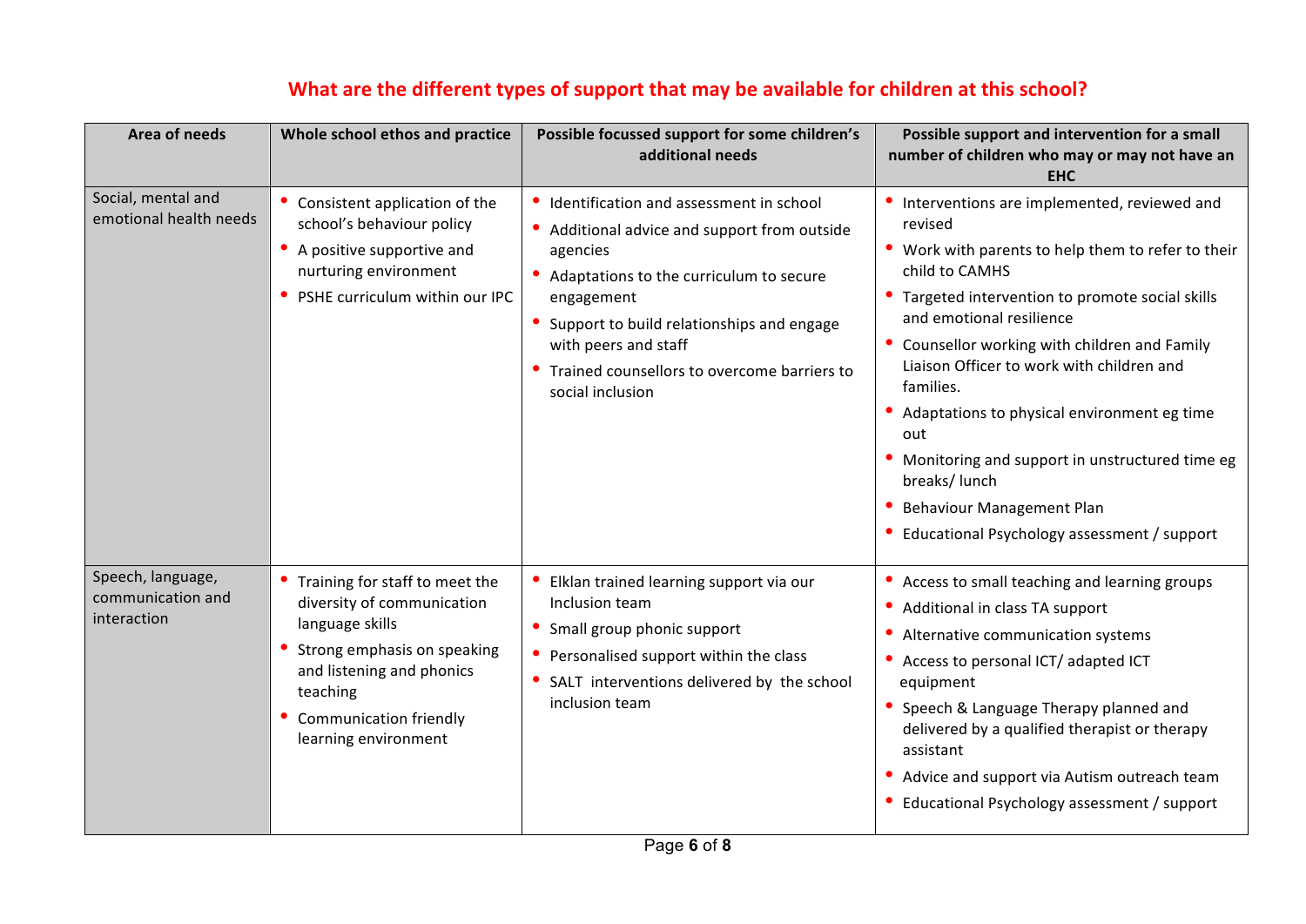# What are the different types of support that may be available for children at this school?

| Area of needs | Whole school ethos and practice | Possible focussed support for some children's additional needs | Possible support and intervention for a small number of children who may or may not have an EHC |
|---|---|---|---|
| Social, mental and emotional health needs | • Consistent application of the school's behaviour policy<br>• A positive supportive and nurturing environment<br>• PSHE curriculum within our IPC | • Identification and assessment in school<br>• Additional advice and support from outside agencies<br>• Adaptations to the curriculum to secure engagement<br>• Support to build relationships and engage with peers and staff<br>• Trained counsellors to overcome barriers to social inclusion | • Interventions are implemented, reviewed and revised<br>• Work with parents to help them to refer to their child to CAMHS<br>• Targeted intervention to promote social skills and emotional resilience<br>• Counsellor working with children and Family Liaison Officer to work with children and families.<br>• Adaptations to physical environment eg time out<br>• Monitoring and support in unstructured time eg breaks/ lunch<br>• Behaviour Management Plan<br>• Educational Psychology assessment / support |
| Speech, language, communication and interaction | • Training for staff to meet the diversity of communication language skills<br>• Strong emphasis on speaking and listening and phonics teaching<br>• Communication friendly learning environment | • Elklan trained learning support via our Inclusion team<br>• Small group phonic support<br>• Personalised support within the class<br>• SALT interventions delivered by the school inclusion team | • Access to small teaching and learning groups<br>• Additional in class TA support<br>• Alternative communication systems<br>• Access to personal ICT/ adapted ICT equipment<br>• Speech & Language Therapy planned and delivered by a qualified therapist or therapy assistant<br>• Advice and support via Autism outreach team<br>• Educational Psychology assessment / support |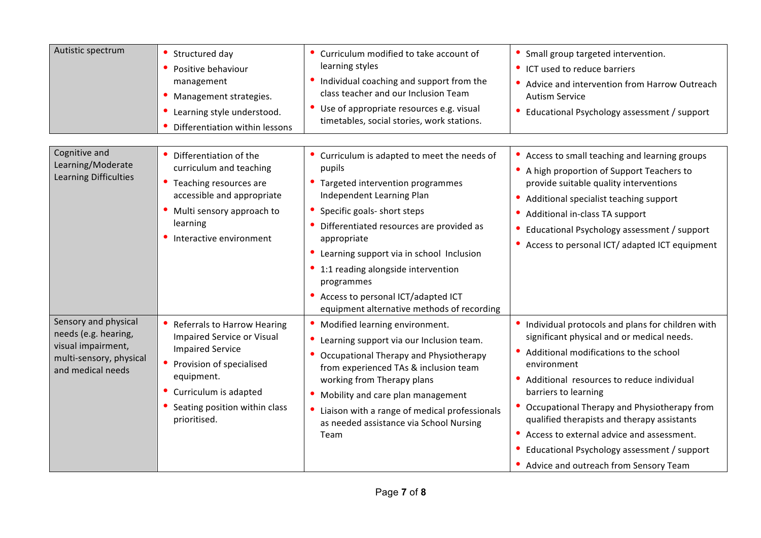| Autistic spectrum | • Structured day<br>• Positive behaviour management<br>• Management strategies.<br>• Learning style understood.<br>• Differentiation within lessons | • Curriculum modified to take account of learning styles<br>• Individual coaching and support from the class teacher and our Inclusion Team<br>• Use of appropriate resources e.g. visual timetables, social stories, work stations. | • Small group targeted intervention.<br>• ICT used to reduce barriers<br>• Advice and intervention from Harrow Outreach Autism Service<br>• Educational Psychology assessment / support |
|---|---|---|---|
| Cognitive and Learning/Moderate Learning Difficulties | • Differentiation of the curriculum and teaching<br>• Teaching resources are accessible and appropriate<br>• Multi sensory approach to learning<br>• Interactive environment | • Curriculum is adapted to meet the needs of pupils<br>• Targeted intervention programmes Independent Learning Plan<br>• Specific goals- short steps<br>• Differentiated resources are provided as appropriate<br>• Learning support via in school Inclusion<br>• 1:1 reading alongside intervention programmes<br>• Access to personal ICT/adapted ICT equipment alternative methods of recording | • Access to small teaching and learning groups<br>• A high proportion of Support Teachers to provide suitable quality interventions<br>• Additional specialist teaching support<br>• Additional in-class TA support<br>• Educational Psychology assessment / support<br>• Access to personal ICT/ adapted ICT equipment |
| Sensory and physical needs (e.g. hearing, visual impairment, multi-sensory, physical and medical needs | • Referrals to Harrow Hearing Impaired Service or Visual Impaired Service<br>• Provision of specialised equipment.<br>• Curriculum is adapted<br>• Seating position within class prioritised. | • Modified learning environment.<br>• Learning support via our Inclusion team.<br>• Occupational Therapy and Physiotherapy from experienced TAs & inclusion team working from Therapy plans<br>• Mobility and care plan management<br>• Liaison with a range of medical professionals as needed assistance via School Nursing Team | • Individual protocols and plans for children with significant physical and or medical needs.<br>• Additional modifications to the school environment<br>• Additional resources to reduce individual barriers to learning<br>• Occupational Therapy and Physiotherapy from qualified therapists and therapy assistants<br>• Access to external advice and assessment.<br>• Educational Psychology assessment / support<br>• Advice and outreach from Sensory Team |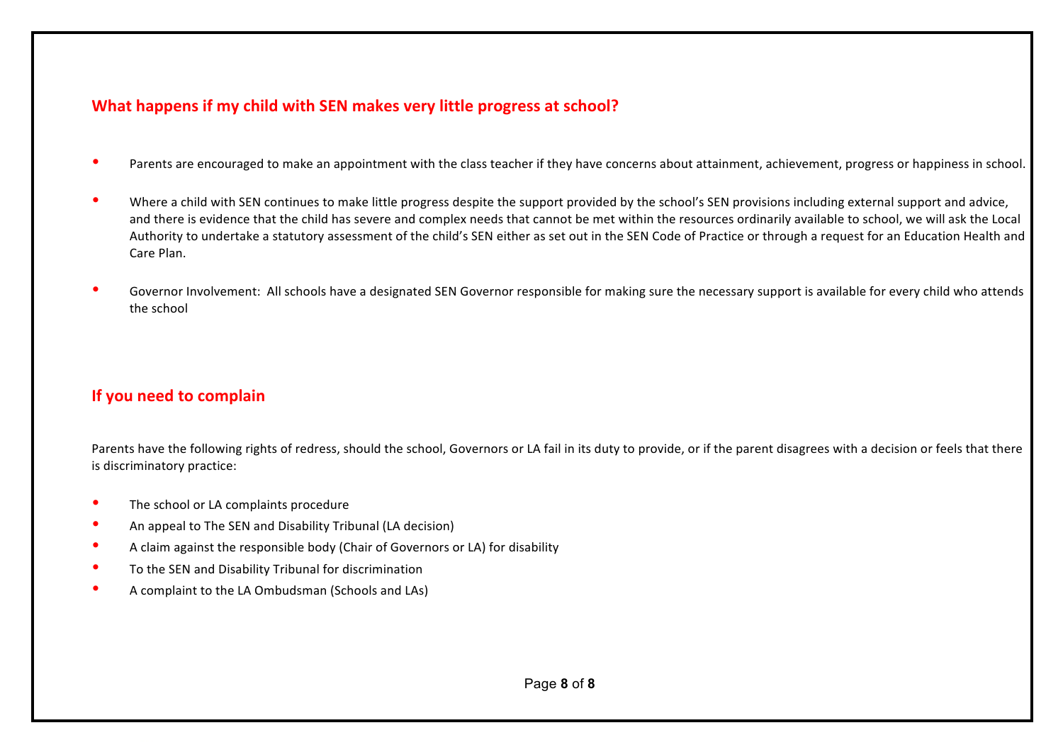## What happens if my child with SEN makes very little progress at school?

- Parents are encouraged to make an appointment with the class teacher if they have concerns about attainment, achievement, progress or happiness in school.
- Where a child with SEN continues to make little progress despite the support provided by the school's SEN provisions including external support and advice, and there is evidence that the child has severe and complex needs that cannot be met within the resources ordinarily available to school, we will ask the Local Authority to undertake a statutory assessment of the child's SEN either as set out in the SEN Code of Practice or through a request for an Education Health and Care Plan.
- Governor Involvement: All schools have a designated SEN Governor responsible for making sure the necessary support is available for every child who attends the school

## If you need to complain

Parents have the following rights of redress, should the school, Governors or LA fail in its duty to provide, or if the parent disagrees with a decision or feels that there is discriminatory practice:

- The school or LA complaints procedure
- An appeal to The SEN and Disability Tribunal (LA decision)
- A claim against the responsible body (Chair of Governors or LA) for disability
- To the SEN and Disability Tribunal for discrimination
- A complaint to the LA Ombudsman (Schools and LAs)